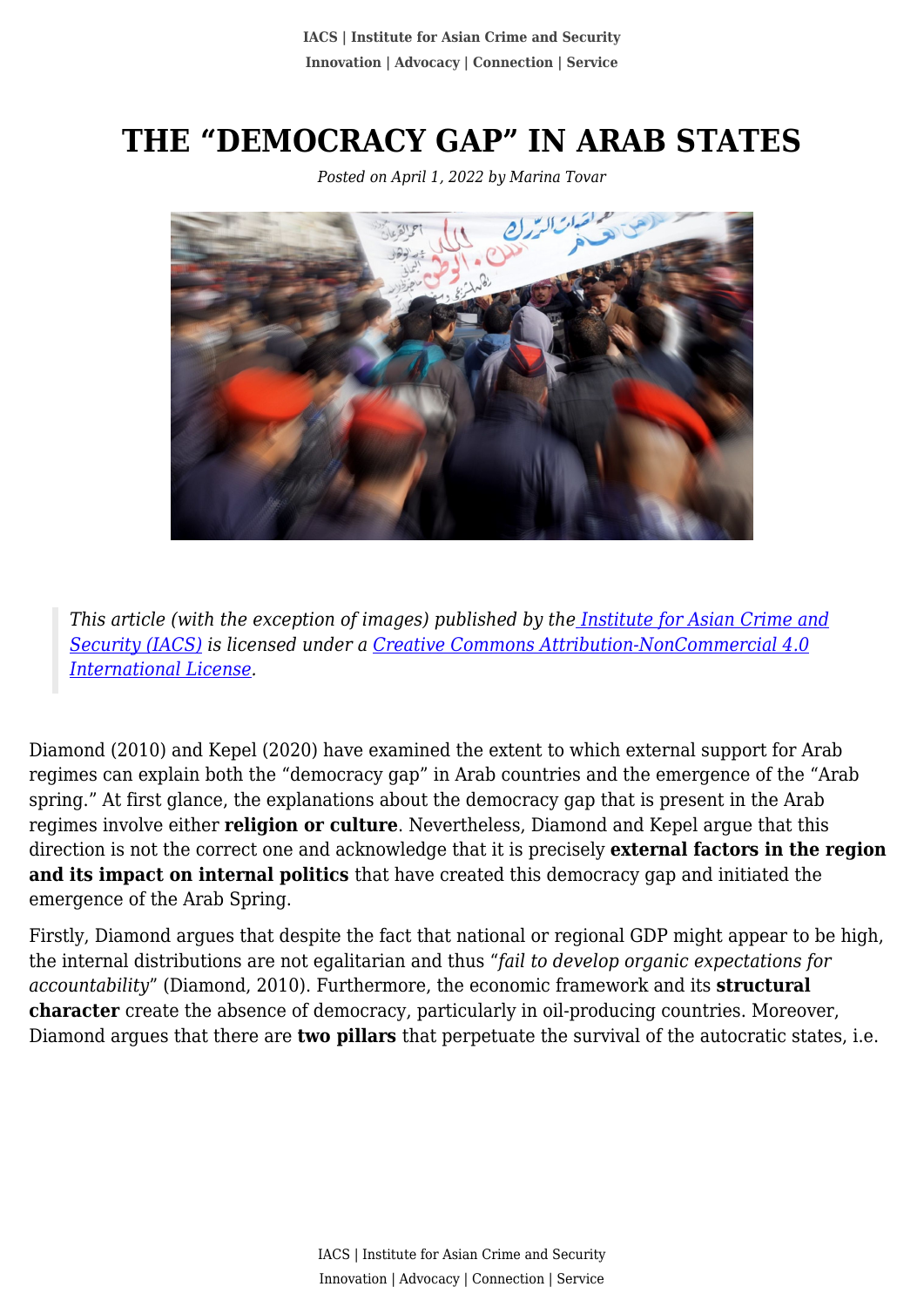# THE "DEMOCRACY GAP" IN ARAB STATES

*Posted on April 1, 2022 by Marina Tovar*

> *This article (with the exception of images) published by the [Institute for Asian Crime and Security (IACS)] is licensed under a [Creative Commons Attribution-NonCommercial 4.0 International License].*

Diamond (2010) and Kepel (2020) have examined the extent to which external support for Arab regimes can explain both the "democracy gap" in Arab countries and the emergence of the "Arab spring." At first glance, the explanations about the democracy gap that is present in the Arab regimes involve either **religion or culture**. Nevertheless, Diamond and Kepel argue that this direction is not the correct one and acknowledge that it is precisely **external factors in the region and its impact on internal politics** that have created this democracy gap and initiated the emergence of the Arab Spring.

Firstly, Diamond argues that despite the fact that national or regional GDP might appear to be high, the internal distributions are not egalitarian and thus "*fail to develop organic expectations for accountability*" (Diamond, 2010). Furthermore, the economic framework and its **structural character** create the absence of democracy, particularly in oil-producing countries. Moreover, Diamond argues that there are **two pillars** that perpetuate the survival of the autocratic states, i.e.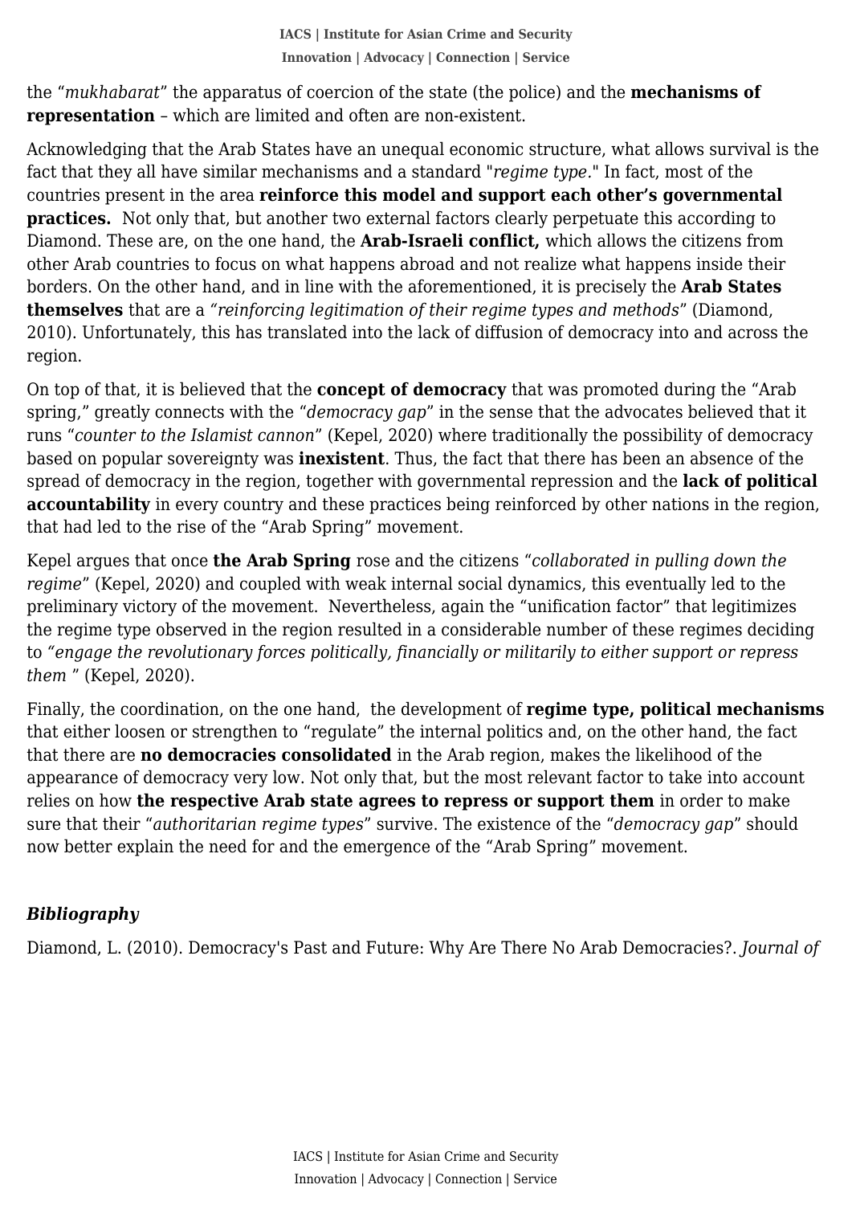the "*mukhabarat*" the apparatus of coercion of the state (the police) and the **mechanisms of representation** – which are limited and often are non-existent.

Acknowledging that the Arab States have an unequal economic structure, what allows survival is the fact that they all have similar mechanisms and a standard "*regime type*." In fact, most of the countries present in the area **reinforce this model and support each other's governmental practices.** Not only that, but another two external factors clearly perpetuate this according to Diamond. These are, on the one hand, the **Arab-Israeli conflict,** which allows the citizens from other Arab countries to focus on what happens abroad and not realize what happens inside their borders. On the other hand, and in line with the aforementioned, it is precisely the **Arab States themselves** that are a "*reinforcing legitimation of their regime types and methods*" (Diamond, 2010). Unfortunately, this has translated into the lack of diffusion of democracy into and across the region.

On top of that, it is believed that the **concept of democracy** that was promoted during the "Arab spring," greatly connects with the "*democracy gap*" in the sense that the advocates believed that it runs "*counter to the Islamist cannon*" (Kepel, 2020) where traditionally the possibility of democracy based on popular sovereignty was **inexistent**. Thus, the fact that there has been an absence of the spread of democracy in the region, together with governmental repression and the **lack of political accountability** in every country and these practices being reinforced by other nations in the region, that had led to the rise of the "Arab Spring" movement.

Kepel argues that once **the Arab Spring** rose and the citizens "*collaborated in pulling down the regime*" (Kepel, 2020) and coupled with weak internal social dynamics, this eventually led to the preliminary victory of the movement. Nevertheless, again the "unification factor" that legitimizes the regime type observed in the region resulted in a considerable number of these regimes deciding to "*engage the revolutionary forces politically, financially or militarily to either support or repress them* " (Kepel, 2020).

Finally, the coordination, on the one hand, the development of **regime type, political mechanisms** that either loosen or strengthen to "regulate" the internal politics and, on the other hand, the fact that there are **no democracies consolidated** in the Arab region, makes the likelihood of the appearance of democracy very low. Not only that, but the most relevant factor to take into account relies on how **the respective Arab state agrees to repress or support them** in order to make sure that their "*authoritarian regime types*" survive. The existence of the "*democracy gap*" should now better explain the need for and the emergence of the "Arab Spring" movement.

### *Bibliography*

Diamond, L. (2010). Democracy's Past and Future: Why Are There No Arab Democracies?. *Journal of*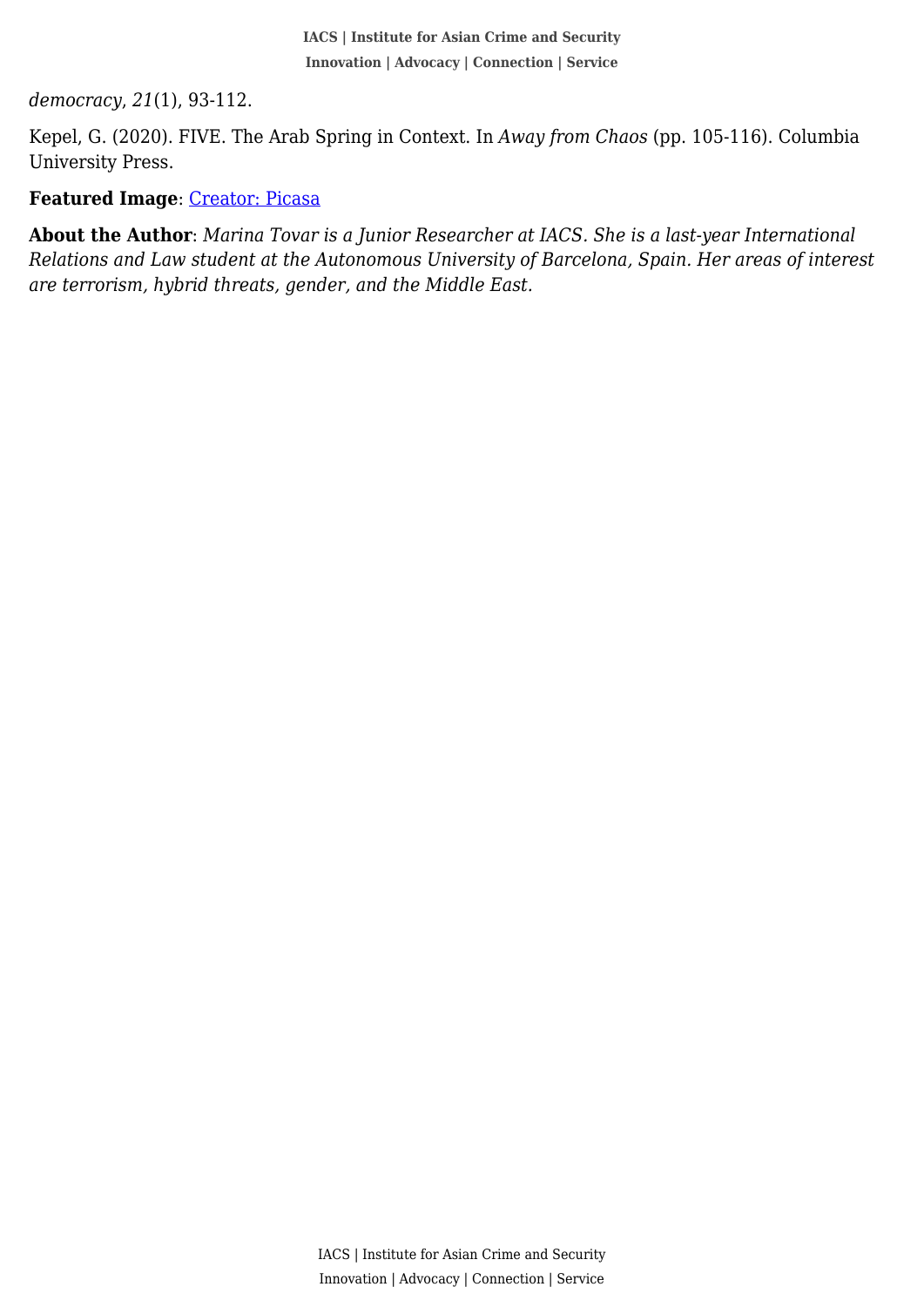*democracy*, *21*(1), 93-112.

Kepel, G. (2020). FIVE. The Arab Spring in Context. In *Away from Chaos* (pp. 105-116). Columbia University Press.

**Featured Image**: Creator: Picasa

**About the Author**: *Marina Tovar is a Junior Researcher at IACS. She is a last-year International Relations and Law student at the Autonomous University of Barcelona, Spain. Her areas of interest are terrorism, hybrid threats, gender, and the Middle East.*